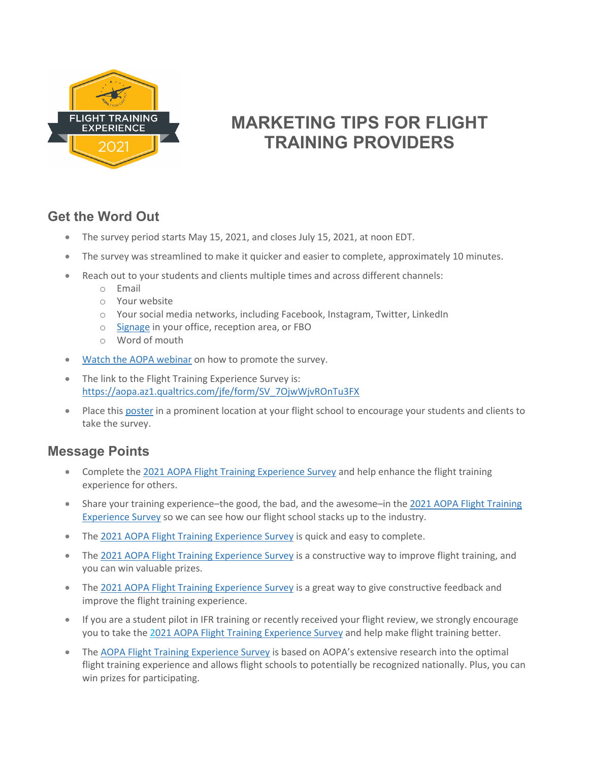# MARKETING TIPS FOR FLIGHT TRAINING PROVIDERS

## Get the Word Out

- The survey period starts May 15, 2021, and closes July 15, 2021, at noon EDT.
- The survey was streamlined to make it quicker and easier to complete, approximately 10 minutes.
- Reach out to your students and clients multiple times and across different channels:
  - Email
  - Your website
  - Your social media networks, including Facebook, Instagram, Twitter, LinkedIn
  - Signage in your office, reception area, or FBO
  - Word of mouth
- Watch the AOPA webinar on how to promote the survey.
- The link to the Flight Training Experience Survey is: https://aopa.az1.qualtrics.com/jfe/form/SV_7OjwWjvROnTu3FX
- Place this poster in a prominent location at your flight school to encourage your students and clients to take the survey.

## Message Points

- Complete the 2021 AOPA Flight Training Experience Survey and help enhance the flight training experience for others.
- Share your training experience–the good, the bad, and the awesome–in the 2021 AOPA Flight Training Experience Survey so we can see how our flight school stacks up to the industry.
- The 2021 AOPA Flight Training Experience Survey is quick and easy to complete.
- The 2021 AOPA Flight Training Experience Survey is a constructive way to improve flight training, and you can win valuable prizes.
- The 2021 AOPA Flight Training Experience Survey is a great way to give constructive feedback and improve the flight training experience.
- If you are a student pilot in IFR training or recently received your flight review, we strongly encourage you to take the 2021 AOPA Flight Training Experience Survey and help make flight training better.
- The AOPA Flight Training Experience Survey is based on AOPA's extensive research into the optimal flight training experience and allows flight schools to potentially be recognized nationally. Plus, you can win prizes for participating.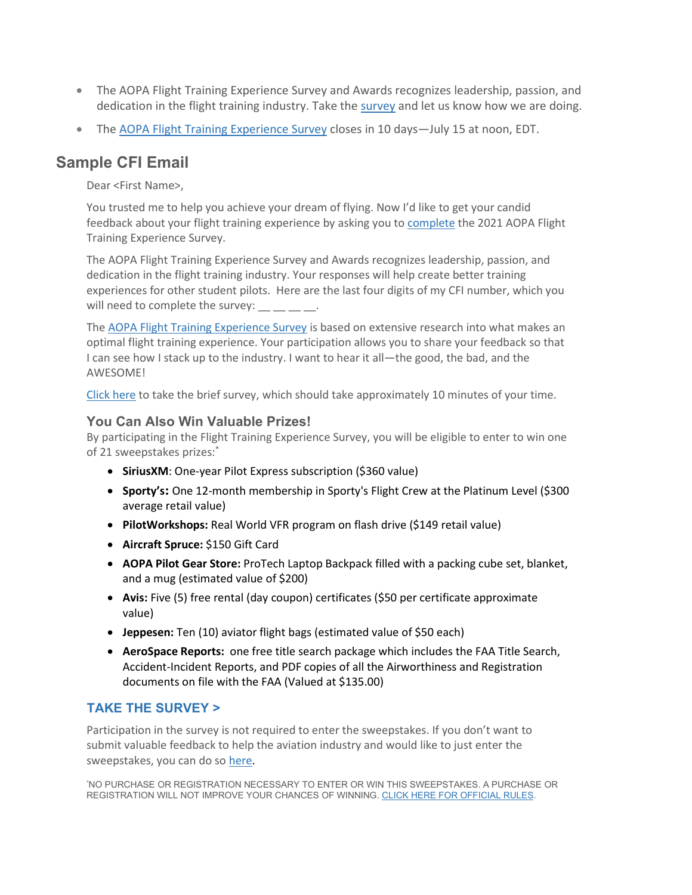- The AOPA Flight Training Experience Survey and Awards recognizes leadership, passion, and dedication in the flight training industry. Take the survey and let us know how we are doing.
- The AOPA Flight Training Experience Survey closes in 10 days—July 15 at noon, EDT.

## Sample CFI Email

Dear <First Name>,

You trusted me to help you achieve your dream of flying. Now I'd like to get your candid feedback about your flight training experience by asking you to complete the 2021 AOPA Flight Training Experience Survey.

The AOPA Flight Training Experience Survey and Awards recognizes leadership, passion, and dedication in the flight training industry. Your responses will help create better training experiences for other student pilots. Here are the last four digits of my CFI number, which you will need to complete the survey: __ __ __ __.

The AOPA Flight Training Experience Survey is based on extensive research into what makes an optimal flight training experience. Your participation allows you to share your feedback so that I can see how I stack up to the industry. I want to hear it all—the good, the bad, and the AWESOME!

Click here to take the brief survey, which should take approximately 10 minutes of your time.

### You Can Also Win Valuable Prizes!

By participating in the Flight Training Experience Survey, you will be eligible to enter to win one of 21 sweepstakes prizes:*

- **SiriusXM**: One-year Pilot Express subscription ($360 value)
- **Sporty's:** One 12-month membership in Sporty's Flight Crew at the Platinum Level ($300 average retail value)
- **PilotWorkshops:** Real World VFR program on flash drive ($149 retail value)
- **Aircraft Spruce:** $150 Gift Card
- **AOPA Pilot Gear Store:** ProTech Laptop Backpack filled with a packing cube set, blanket, and a mug (estimated value of $200)
- **Avis:** Five (5) free rental (day coupon) certificates ($50 per certificate approximate value)
- **Jeppesen:** Ten (10) aviator flight bags (estimated value of $50 each)
- **AeroSpace Reports:** one free title search package which includes the FAA Title Search, Accident-Incident Reports, and PDF copies of all the Airworthiness and Registration documents on file with the FAA (Valued at $135.00)

### TAKE THE SURVEY >

Participation in the survey is not required to enter the sweepstakes. If you don't want to submit valuable feedback to help the aviation industry and would like to just enter the sweepstakes, you can do so here.

*NO PURCHASE OR REGISTRATION NECESSARY TO ENTER OR WIN THIS SWEEPSTAKES. A PURCHASE OR REGISTRATION WILL NOT IMPROVE YOUR CHANCES OF WINNING. CLICK HERE FOR OFFICIAL RULES.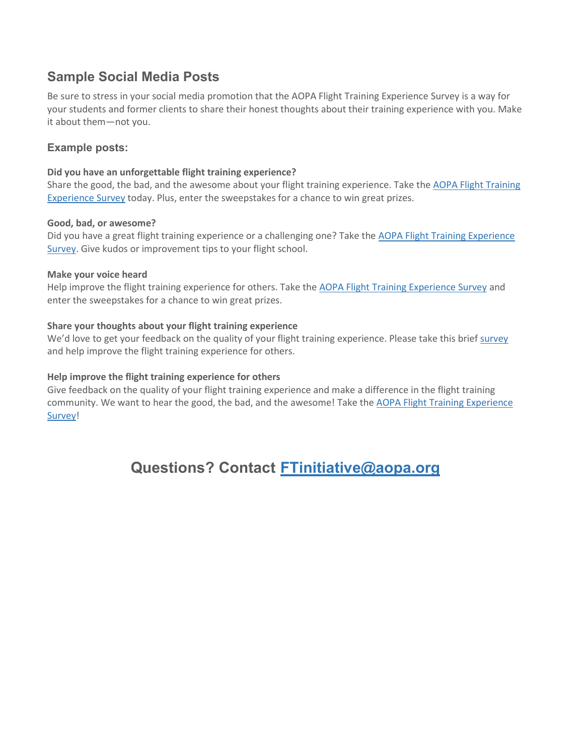## Sample Social Media Posts

Be sure to stress in your social media promotion that the AOPA Flight Training Experience Survey is a way for your students and former clients to share their honest thoughts about their training experience with you. Make it about them—not you.

### Example posts:

**Did you have an unforgettable flight training experience?**
Share the good, the bad, and the awesome about your flight training experience. Take the AOPA Flight Training Experience Survey today. Plus, enter the sweepstakes for a chance to win great prizes.

**Good, bad, or awesome?**
Did you have a great flight training experience or a challenging one? Take the AOPA Flight Training Experience Survey. Give kudos or improvement tips to your flight school.

**Make your voice heard**
Help improve the flight training experience for others. Take the AOPA Flight Training Experience Survey and enter the sweepstakes for a chance to win great prizes.

**Share your thoughts about your flight training experience**
We'd love to get your feedback on the quality of your flight training experience. Please take this brief survey and help improve the flight training experience for others.

**Help improve the flight training experience for others**
Give feedback on the quality of your flight training experience and make a difference in the flight training community. We want to hear the good, the bad, and the awesome! Take the AOPA Flight Training Experience Survey!

## Questions? Contact FTinitiative@aopa.org